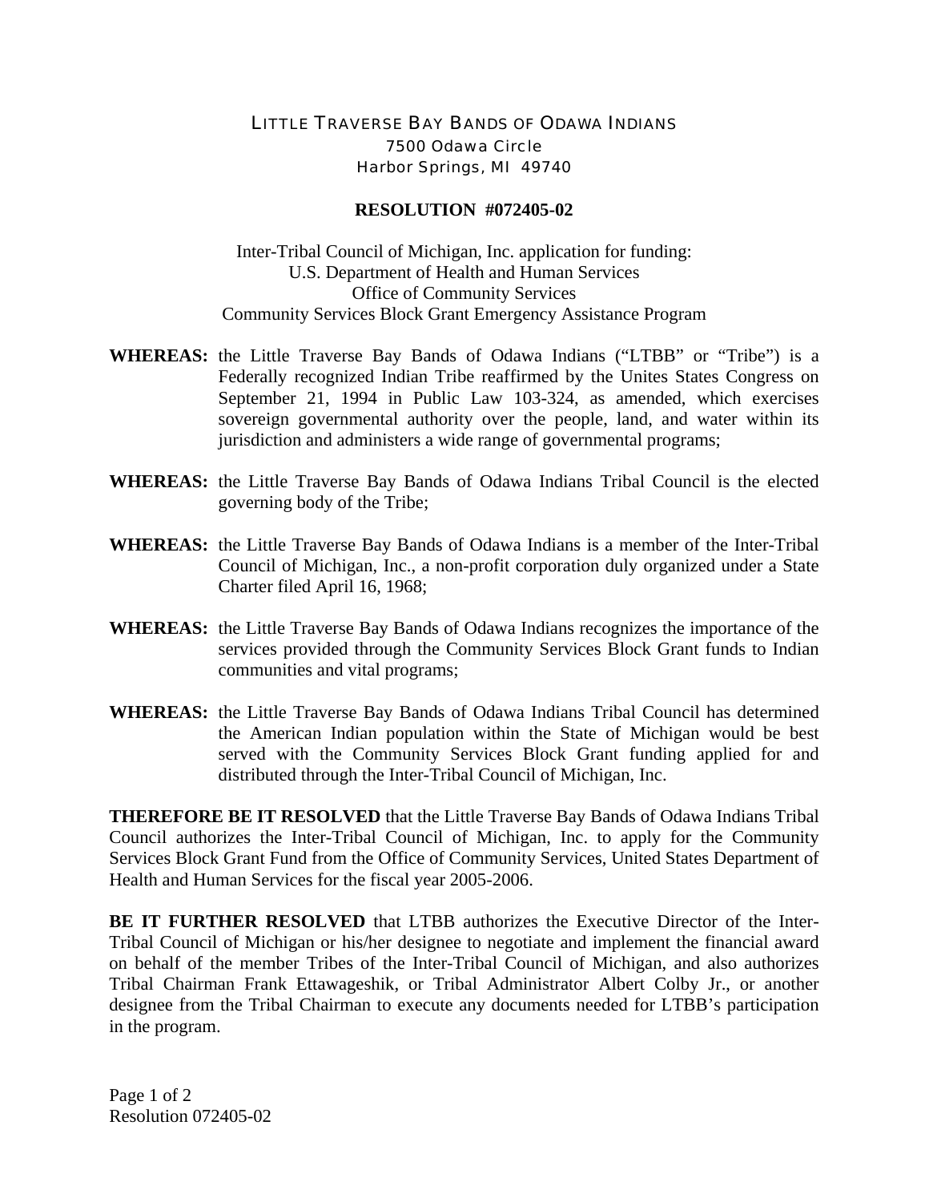# LITTLE TRAVERSE BAY BANDS OF ODAWA INDIANS

7500 Odawa Circle
Harbor Springs, MI 49740

## RESOLUTION #072405-02

Inter-Tribal Council of Michigan, Inc. application for funding:
U.S. Department of Health and Human Services
Office of Community Services
Community Services Block Grant Emergency Assistance Program

**WHEREAS:** the Little Traverse Bay Bands of Odawa Indians ("LTBB" or "Tribe") is a Federally recognized Indian Tribe reaffirmed by the Unites States Congress on September 21, 1994 in Public Law 103-324, as amended, which exercises sovereign governmental authority over the people, land, and water within its jurisdiction and administers a wide range of governmental programs;

**WHEREAS:** the Little Traverse Bay Bands of Odawa Indians Tribal Council is the elected governing body of the Tribe;

**WHEREAS:** the Little Traverse Bay Bands of Odawa Indians is a member of the Inter-Tribal Council of Michigan, Inc., a non-profit corporation duly organized under a State Charter filed April 16, 1968;

**WHEREAS:** the Little Traverse Bay Bands of Odawa Indians recognizes the importance of the services provided through the Community Services Block Grant funds to Indian communities and vital programs;

**WHEREAS:** the Little Traverse Bay Bands of Odawa Indians Tribal Council has determined the American Indian population within the State of Michigan would be best served with the Community Services Block Grant funding applied for and distributed through the Inter-Tribal Council of Michigan, Inc.

**THEREFORE BE IT RESOLVED** that the Little Traverse Bay Bands of Odawa Indians Tribal Council authorizes the Inter-Tribal Council of Michigan, Inc. to apply for the Community Services Block Grant Fund from the Office of Community Services, United States Department of Health and Human Services for the fiscal year 2005-2006.

**BE IT FURTHER RESOLVED** that LTBB authorizes the Executive Director of the Inter-Tribal Council of Michigan or his/her designee to negotiate and implement the financial award on behalf of the member Tribes of the Inter-Tribal Council of Michigan, and also authorizes Tribal Chairman Frank Ettawageshik, or Tribal Administrator Albert Colby Jr., or another designee from the Tribal Chairman to execute any documents needed for LTBB's participation in the program.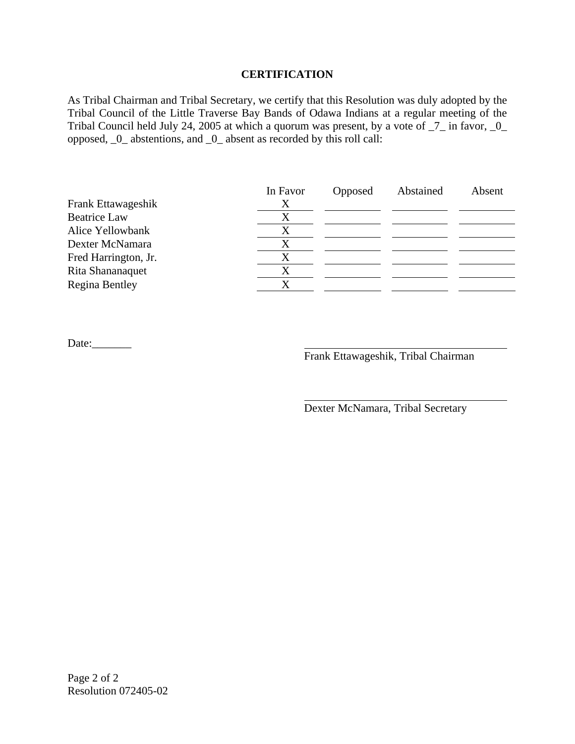## CERTIFICATION

As Tribal Chairman and Tribal Secretary, we certify that this Resolution was duly adopted by the Tribal Council of the Little Traverse Bay Bands of Odawa Indians at a regular meeting of the Tribal Council held July 24, 2005 at which a quorum was present, by a vote of _7_ in favor, _0_ opposed, _0_ abstentions, and _0_ absent as recorded by this roll call:

| | In Favor | Opposed | Abstained | Absent |
|---|---|---|---|---|
| Frank Ettawageshik | X | | | |
| Beatrice Law | X | | | |
| Alice Yellowbank | X | | | |
| Dexter McNamara | X | | | |
| Fred Harrington, Jr. | X | | | |
| Rita Shananaquet | X | | | |
| Regina Bentley | X | | | |

Date:_______

_____________________________________
Frank Ettawageshik, Tribal Chairman

_____________________________________
Dexter McNamara, Tribal Secretary

Resolution 072405-02